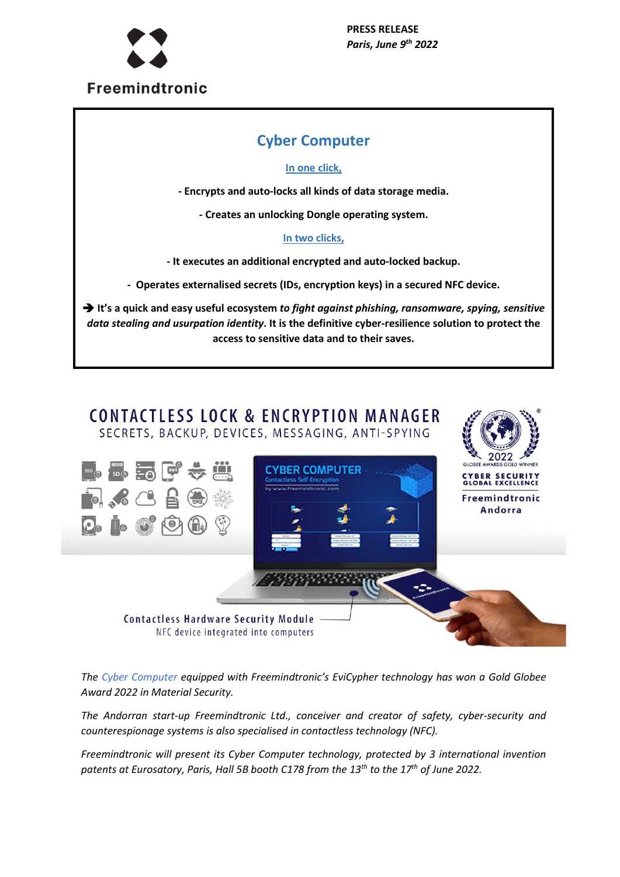Freemindtronic

**PRESS RELEASE**
***Paris, June 9th 2022***

## Cyber Computer

**In one click,**

**- Encrypts and auto-locks all kinds of data storage media.**

**- Creates an unlocking Dongle operating system.**

**In two clicks,**

**- It executes an additional encrypted and auto-locked backup.**

**- Operates externalised secrets (IDs, encryption keys) in a secured NFC device.**

➔ **It's a quick and easy useful ecosystem *to fight against phishing, ransomware, spying, sensitive data stealing and usurpation identity*. It is the definitive cyber-resilience solution to protect the access to sensitive data and to their saves.**

CONTACTLESS LOCK & ENCRYPTION MANAGER
SECRETS, BACKUP, DEVICES, MESSAGING, ANTI-SPYING

2022 GLOBEE AWARDS GOLD WINNER
CYBER SECURITY GLOBAL EXCELLENCE
Freemindtronic Andorra

Contactless Hardware Security Module
NFC device integrated into computers

*The Cyber Computer equipped with Freemindtronic's EviCypher technology has won a Gold Globee Award 2022 in Material Security.*

*The Andorran start-up Freemindtronic Ltd., conceiver and creator of safety, cyber-security and counterespionage systems is also specialised in contactless technology (NFC).*

*Freemindtronic will present its Cyber Computer technology, protected by 3 international invention patents at Eurosatory, Paris, Hall 5B booth C178 from the 13th to the 17th of June 2022.*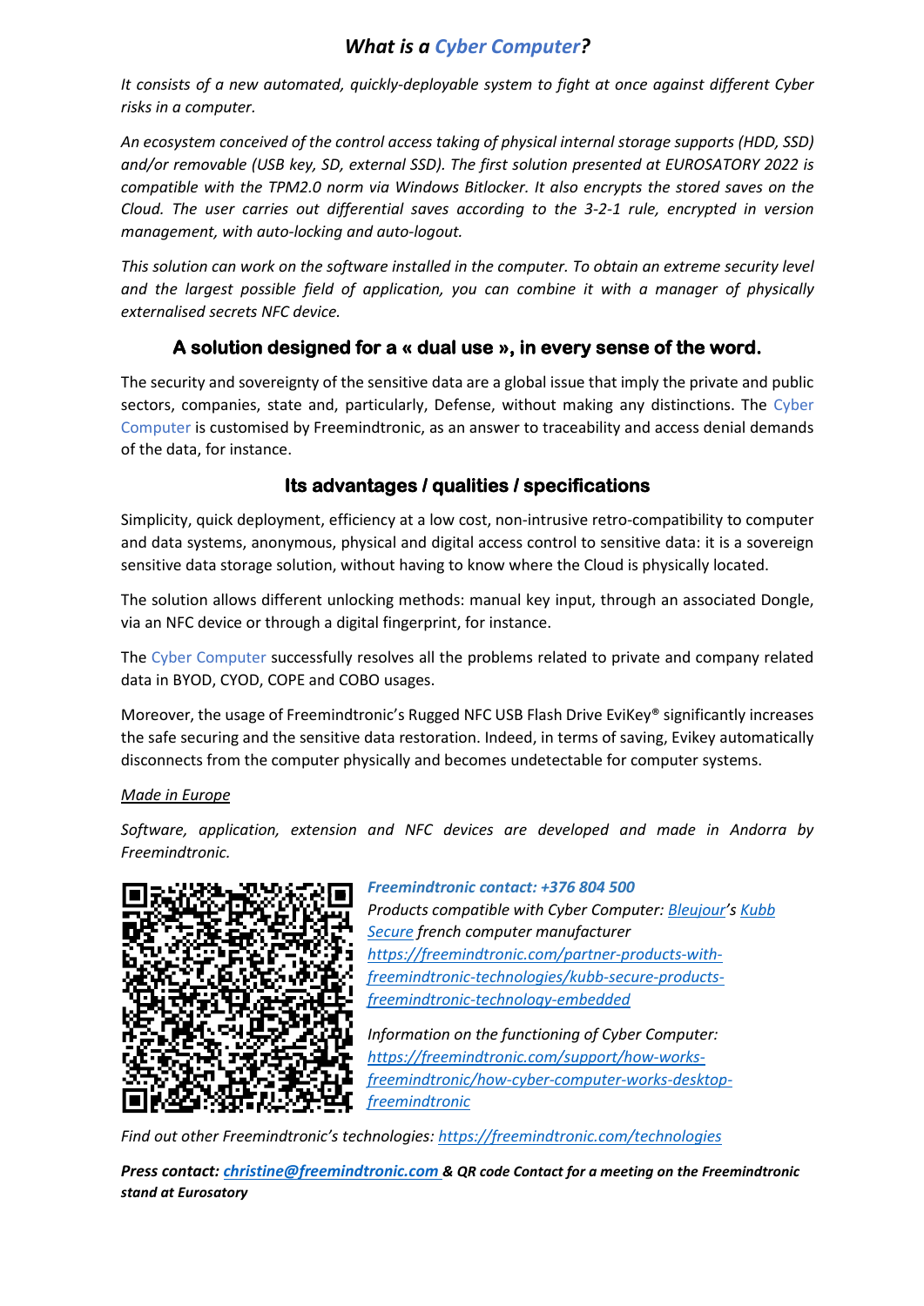# *What is a Cyber Computer?*

*It consists of a new automated, quickly-deployable system to fight at once against different Cyber risks in a computer.*

*An ecosystem conceived of the control access taking of physical internal storage supports (HDD, SSD) and/or removable (USB key, SD, external SSD). The first solution presented at EUROSATORY 2022 is compatible with the TPM2.0 norm via Windows Bitlocker. It also encrypts the stored saves on the Cloud. The user carries out differential saves according to the 3-2-1 rule, encrypted in version management, with auto-locking and auto-logout.*

*This solution can work on the software installed in the computer. To obtain an extreme security level and the largest possible field of application, you can combine it with a manager of physically externalised secrets NFC device.*

## A solution designed for a « dual use », in every sense of the word.

The security and sovereignty of the sensitive data are a global issue that imply the private and public sectors, companies, state and, particularly, Defense, without making any distinctions. The Cyber Computer is customised by Freemindtronic, as an answer to traceability and access denial demands of the data, for instance.

## Its advantages / qualities / specifications

Simplicity, quick deployment, efficiency at a low cost, non-intrusive retro-compatibility to computer and data systems, anonymous, physical and digital access control to sensitive data: it is a sovereign sensitive data storage solution, without having to know where the Cloud is physically located.

The solution allows different unlocking methods: manual key input, through an associated Dongle, via an NFC device or through a digital fingerprint, for instance.

The Cyber Computer successfully resolves all the problems related to private and company related data in BYOD, CYOD, COPE and COBO usages.

Moreover, the usage of Freemindtronic's Rugged NFC USB Flash Drive EviKey® significantly increases the safe securing and the sensitive data restoration. Indeed, in terms of saving, Evikey automatically disconnects from the computer physically and becomes undetectable for computer systems.

*Made in Europe*

*Software, application, extension and NFC devices are developed and made in Andorra by Freemindtronic.*

***Freemindtronic contact: +376 804 500***

*Products compatible with Cyber Computer: Bleujour's Kubb Secure french computer manufacturer*
*https://freemindtronic.com/partner-products-with-freemindtronic-technologies/kubb-secure-products-freemindtronic-technology-embedded*

*Information on the functioning of Cyber Computer:*
*https://freemindtronic.com/support/how-works-freemindtronic/how-cyber-computer-works-desktop-freemindtronic*

*Find out other Freemindtronic's technologies: https://freemindtronic.com/technologies*

***Press contact: christine@freemindtronic.com & QR code Contact for a meeting on the Freemindtronic stand at Eurosatory***